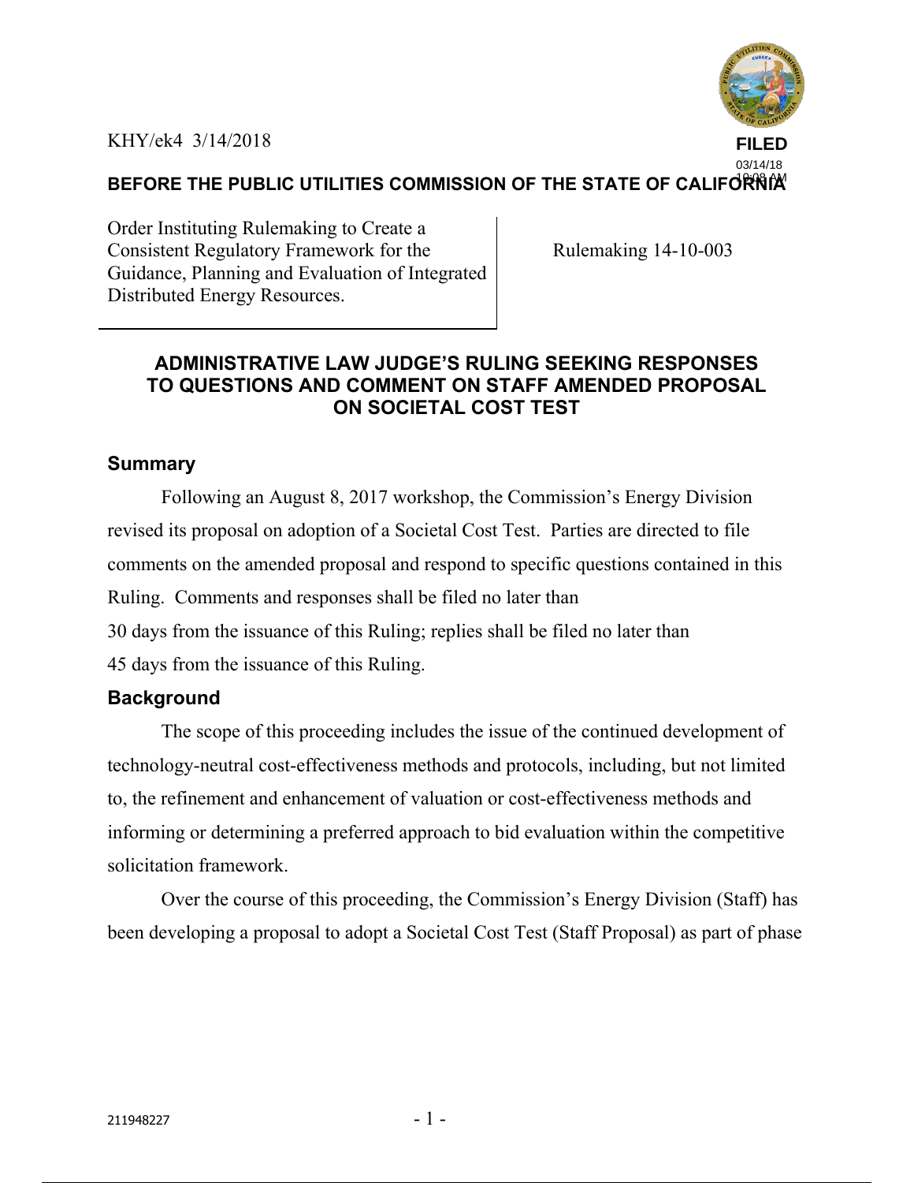KHY/ek4 3/14/2018

**FILED**
03/14/18
10:08 AM

**BEFORE THE PUBLIC UTILITIES COMMISSION OF THE STATE OF CALIFORNIA**

| Order Instituting Rulemaking to Create a Consistent Regulatory Framework for the Guidance, Planning and Evaluation of Integrated Distributed Energy Resources. | Rulemaking 14-10-003 |
|---|---|

## ADMINISTRATIVE LAW JUDGE'S RULING SEEKING RESPONSES TO QUESTIONS AND COMMENT ON STAFF AMENDED PROPOSAL ON SOCIETAL COST TEST

### Summary

Following an August 8, 2017 workshop, the Commission's Energy Division revised its proposal on adoption of a Societal Cost Test. Parties are directed to file comments on the amended proposal and respond to specific questions contained in this Ruling. Comments and responses shall be filed no later than 30 days from the issuance of this Ruling; replies shall be filed no later than 45 days from the issuance of this Ruling.

### Background

The scope of this proceeding includes the issue of the continued development of technology-neutral cost-effectiveness methods and protocols, including, but not limited to, the refinement and enhancement of valuation or cost-effectiveness methods and informing or determining a preferred approach to bid evaluation within the competitive solicitation framework.

Over the course of this proceeding, the Commission's Energy Division (Staff) has been developing a proposal to adopt a Societal Cost Test (Staff Proposal) as part of phase

211948227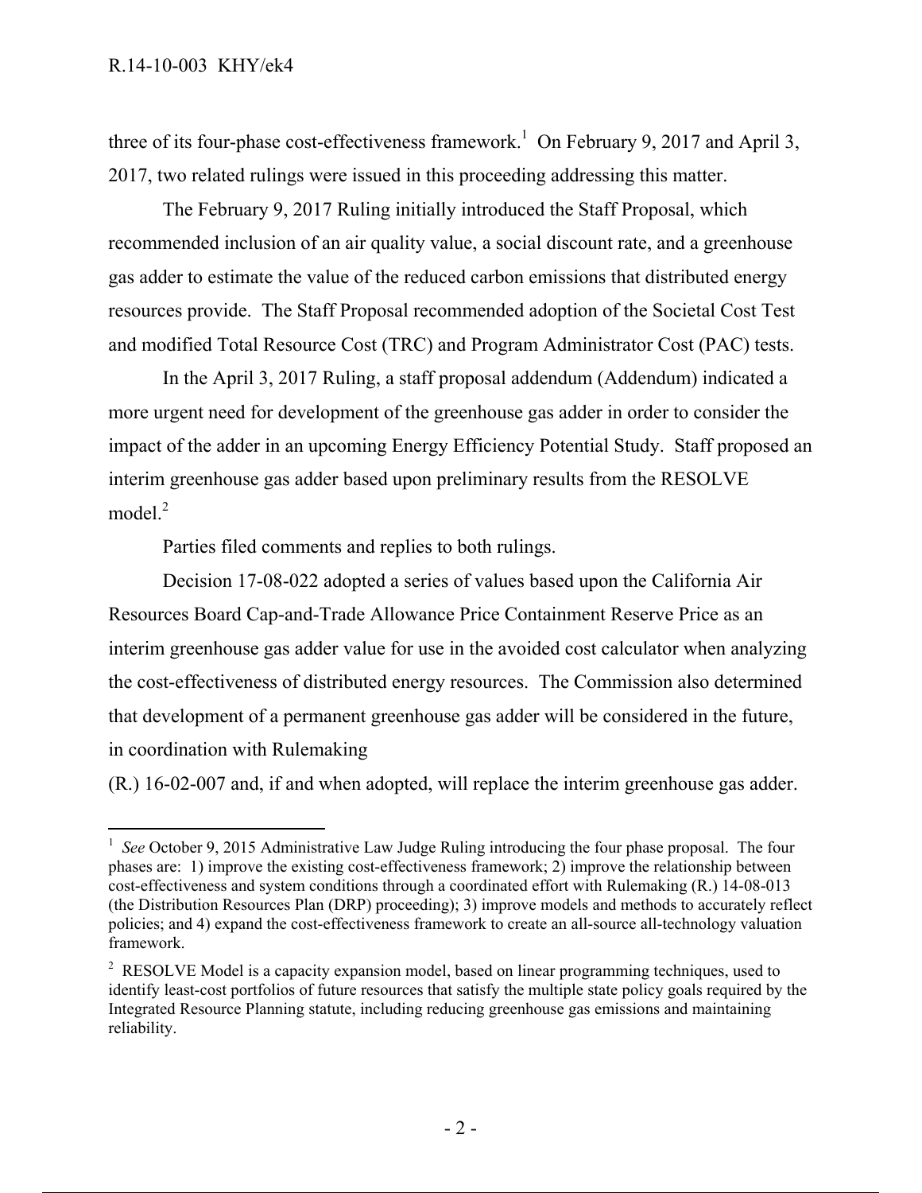three of its four-phase cost-effectiveness framework.[1] On February 9, 2017 and April 3, 2017, two related rulings were issued in this proceeding addressing this matter.

The February 9, 2017 Ruling initially introduced the Staff Proposal, which recommended inclusion of an air quality value, a social discount rate, and a greenhouse gas adder to estimate the value of the reduced carbon emissions that distributed energy resources provide. The Staff Proposal recommended adoption of the Societal Cost Test and modified Total Resource Cost (TRC) and Program Administrator Cost (PAC) tests.

In the April 3, 2017 Ruling, a staff proposal addendum (Addendum) indicated a more urgent need for development of the greenhouse gas adder in order to consider the impact of the adder in an upcoming Energy Efficiency Potential Study. Staff proposed an interim greenhouse gas adder based upon preliminary results from the RESOLVE model.[2]

Parties filed comments and replies to both rulings.

Decision 17-08-022 adopted a series of values based upon the California Air Resources Board Cap-and-Trade Allowance Price Containment Reserve Price as an interim greenhouse gas adder value for use in the avoided cost calculator when analyzing the cost-effectiveness of distributed energy resources. The Commission also determined that development of a permanent greenhouse gas adder will be considered in the future, in coordination with Rulemaking (R.) 16-02-007 and, if and when adopted, will replace the interim greenhouse gas adder.

---

[1] *See* October 9, 2015 Administrative Law Judge Ruling introducing the four phase proposal. The four phases are: 1) improve the existing cost-effectiveness framework; 2) improve the relationship between cost-effectiveness and system conditions through a coordinated effort with Rulemaking (R.) 14-08-013 (the Distribution Resources Plan (DRP) proceeding); 3) improve models and methods to accurately reflect policies; and 4) expand the cost-effectiveness framework to create an all-source all-technology valuation framework.

[2] RESOLVE Model is a capacity expansion model, based on linear programming techniques, used to identify least-cost portfolios of future resources that satisfy the multiple state policy goals required by the Integrated Resource Planning statute, including reducing greenhouse gas emissions and maintaining reliability.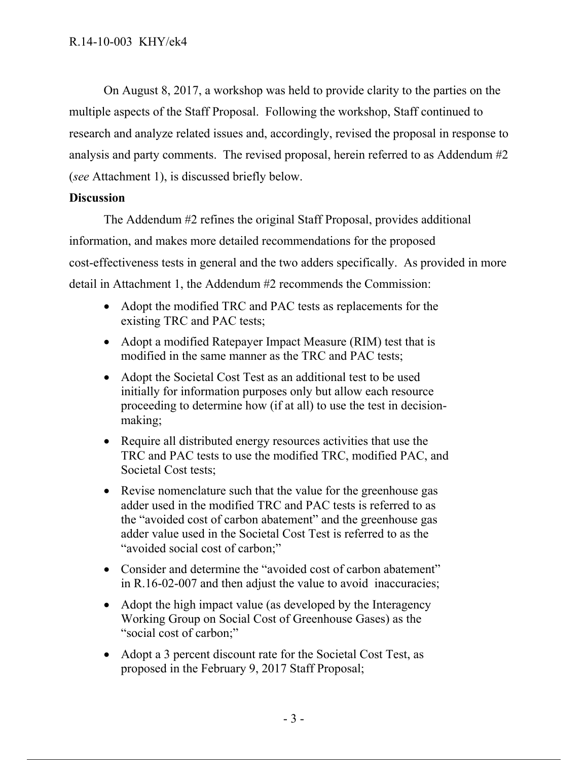On August 8, 2017, a workshop was held to provide clarity to the parties on the multiple aspects of the Staff Proposal. Following the workshop, Staff continued to research and analyze related issues and, accordingly, revised the proposal in response to analysis and party comments. The revised proposal, herein referred to as Addendum #2 (*see* Attachment 1), is discussed briefly below.

**Discussion**

The Addendum #2 refines the original Staff Proposal, provides additional information, and makes more detailed recommendations for the proposed cost-effectiveness tests in general and the two adders specifically. As provided in more detail in Attachment 1, the Addendum #2 recommends the Commission:

- Adopt the modified TRC and PAC tests as replacements for the existing TRC and PAC tests;
- Adopt a modified Ratepayer Impact Measure (RIM) test that is modified in the same manner as the TRC and PAC tests;
- Adopt the Societal Cost Test as an additional test to be used initially for information purposes only but allow each resource proceeding to determine how (if at all) to use the test in decision-making;
- Require all distributed energy resources activities that use the TRC and PAC tests to use the modified TRC, modified PAC, and Societal Cost tests;
- Revise nomenclature such that the value for the greenhouse gas adder used in the modified TRC and PAC tests is referred to as the "avoided cost of carbon abatement" and the greenhouse gas adder value used in the Societal Cost Test is referred to as the "avoided social cost of carbon;"
- Consider and determine the "avoided cost of carbon abatement" in R.16-02-007 and then adjust the value to avoid inaccuracies;
- Adopt the high impact value (as developed by the Interagency Working Group on Social Cost of Greenhouse Gases) as the "social cost of carbon;"
- Adopt a 3 percent discount rate for the Societal Cost Test, as proposed in the February 9, 2017 Staff Proposal;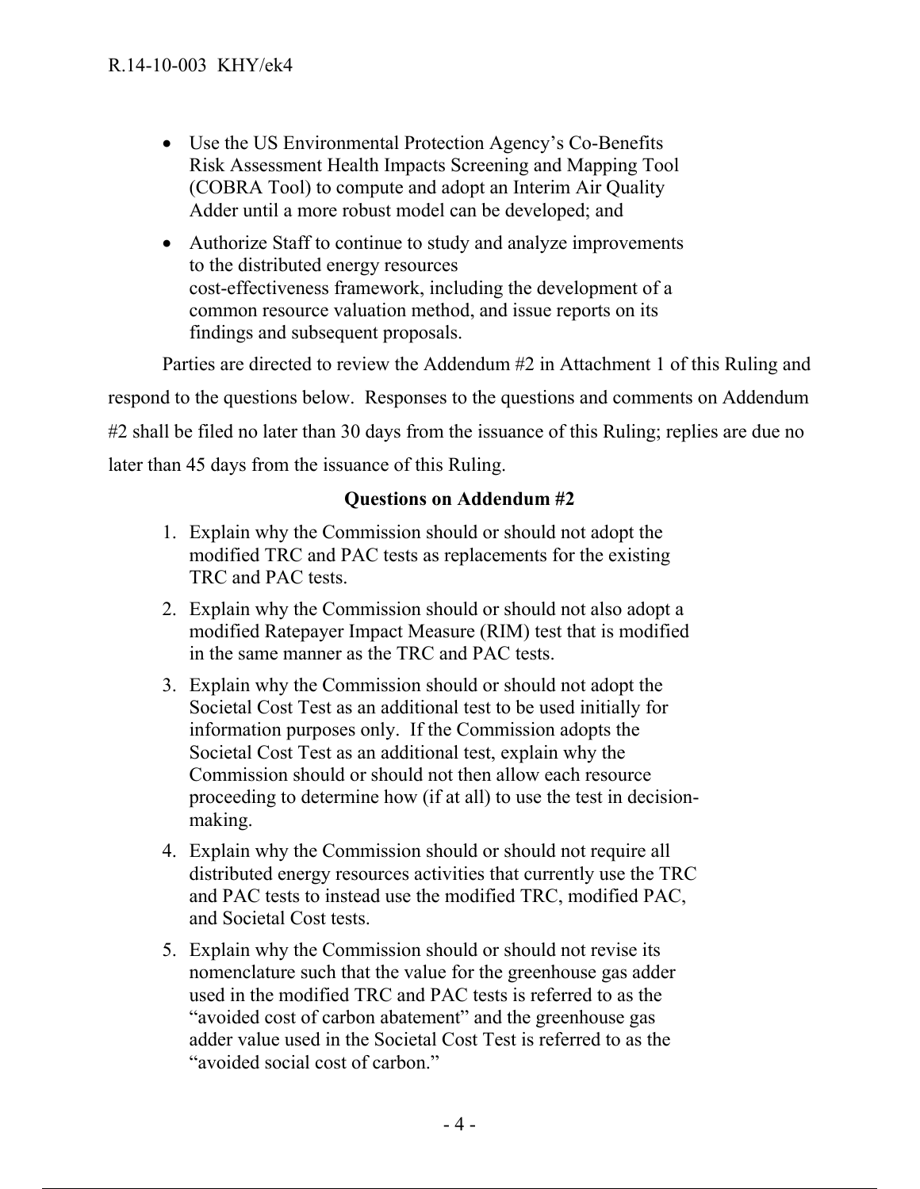- Use the US Environmental Protection Agency's Co-Benefits Risk Assessment Health Impacts Screening and Mapping Tool (COBRA Tool) to compute and adopt an Interim Air Quality Adder until a more robust model can be developed; and
- Authorize Staff to continue to study and analyze improvements to the distributed energy resources cost-effectiveness framework, including the development of a common resource valuation method, and issue reports on its findings and subsequent proposals.

Parties are directed to review the Addendum #2 in Attachment 1 of this Ruling and respond to the questions below. Responses to the questions and comments on Addendum #2 shall be filed no later than 30 days from the issuance of this Ruling; replies are due no later than 45 days from the issuance of this Ruling.

**Questions on Addendum #2**

1. Explain why the Commission should or should not adopt the modified TRC and PAC tests as replacements for the existing TRC and PAC tests.
2. Explain why the Commission should or should not also adopt a modified Ratepayer Impact Measure (RIM) test that is modified in the same manner as the TRC and PAC tests.
3. Explain why the Commission should or should not adopt the Societal Cost Test as an additional test to be used initially for information purposes only. If the Commission adopts the Societal Cost Test as an additional test, explain why the Commission should or should not then allow each resource proceeding to determine how (if at all) to use the test in decision-making.
4. Explain why the Commission should or should not require all distributed energy resources activities that currently use the TRC and PAC tests to instead use the modified TRC, modified PAC, and Societal Cost tests.
5. Explain why the Commission should or should not revise its nomenclature such that the value for the greenhouse gas adder used in the modified TRC and PAC tests is referred to as the "avoided cost of carbon abatement" and the greenhouse gas adder value used in the Societal Cost Test is referred to as the "avoided social cost of carbon."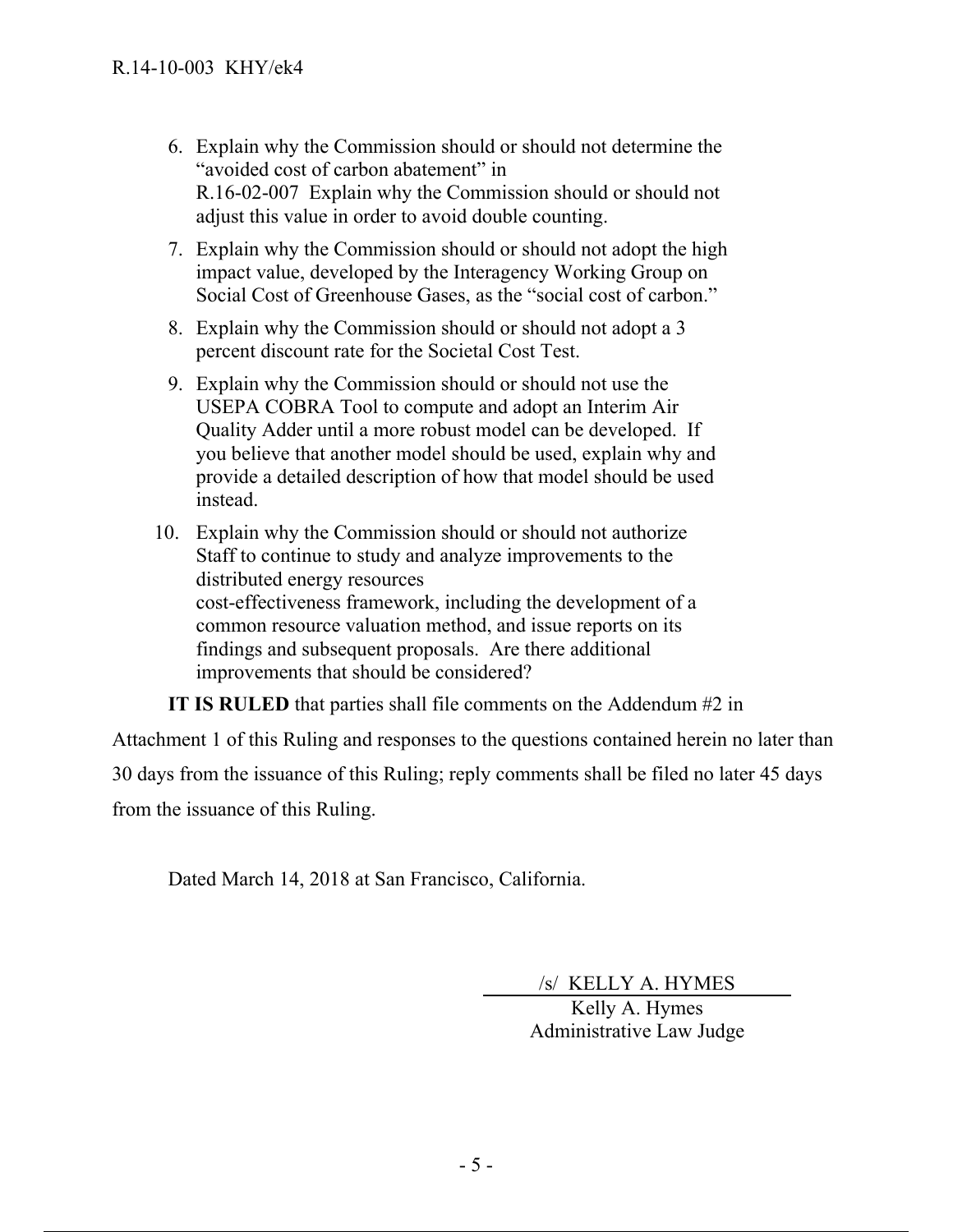6. Explain why the Commission should or should not determine the "avoided cost of carbon abatement" in R.16-02-007 Explain why the Commission should or should not adjust this value in order to avoid double counting.
7. Explain why the Commission should or should not adopt the high impact value, developed by the Interagency Working Group on Social Cost of Greenhouse Gases, as the "social cost of carbon."
8. Explain why the Commission should or should not adopt a 3 percent discount rate for the Societal Cost Test.
9. Explain why the Commission should or should not use the USEPA COBRA Tool to compute and adopt an Interim Air Quality Adder until a more robust model can be developed. If you believe that another model should be used, explain why and provide a detailed description of how that model should be used instead.
10. Explain why the Commission should or should not authorize Staff to continue to study and analyze improvements to the distributed energy resources cost-effectiveness framework, including the development of a common resource valuation method, and issue reports on its findings and subsequent proposals. Are there additional improvements that should be considered?

**IT IS RULED** that parties shall file comments on the Addendum #2 in Attachment 1 of this Ruling and responses to the questions contained herein no later than 30 days from the issuance of this Ruling; reply comments shall be filed no later 45 days from the issuance of this Ruling.

Dated March 14, 2018 at San Francisco, California.

/s/ KELLY A. HYMES

Kelly A. Hymes
Administrative Law Judge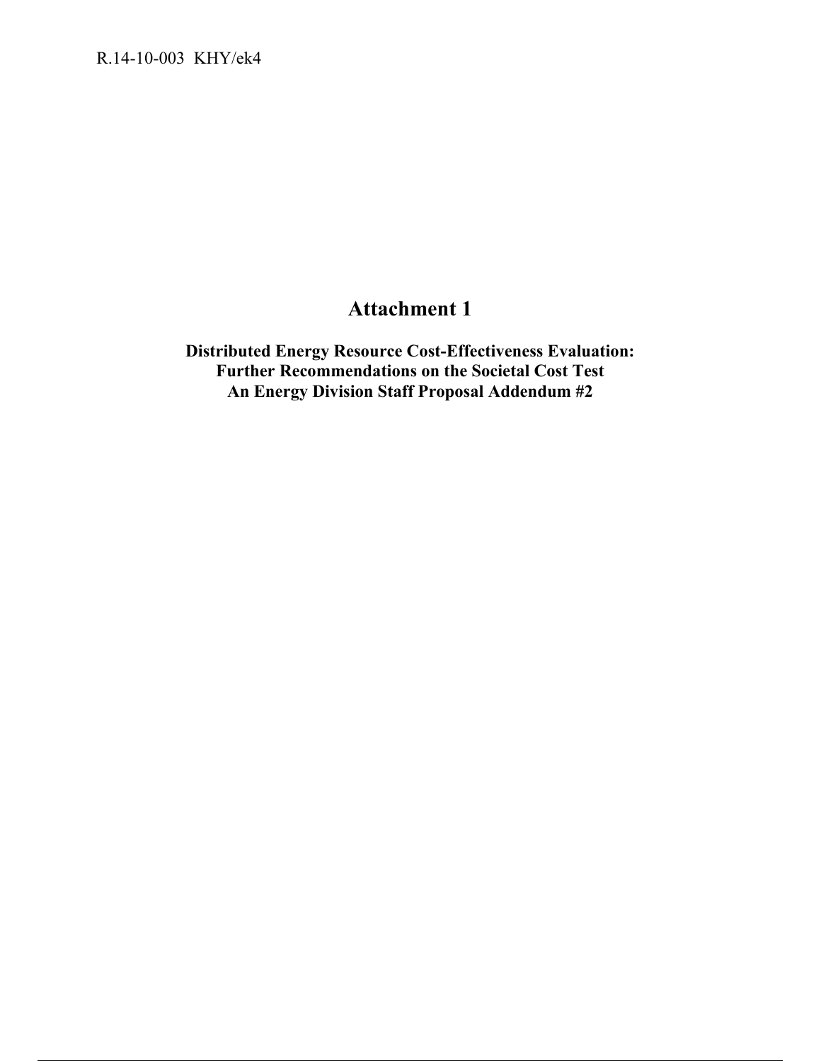# Attachment 1

**Distributed Energy Resource Cost-Effectiveness Evaluation:**
**Further Recommendations on the Societal Cost Test**
**An Energy Division Staff Proposal Addendum #2**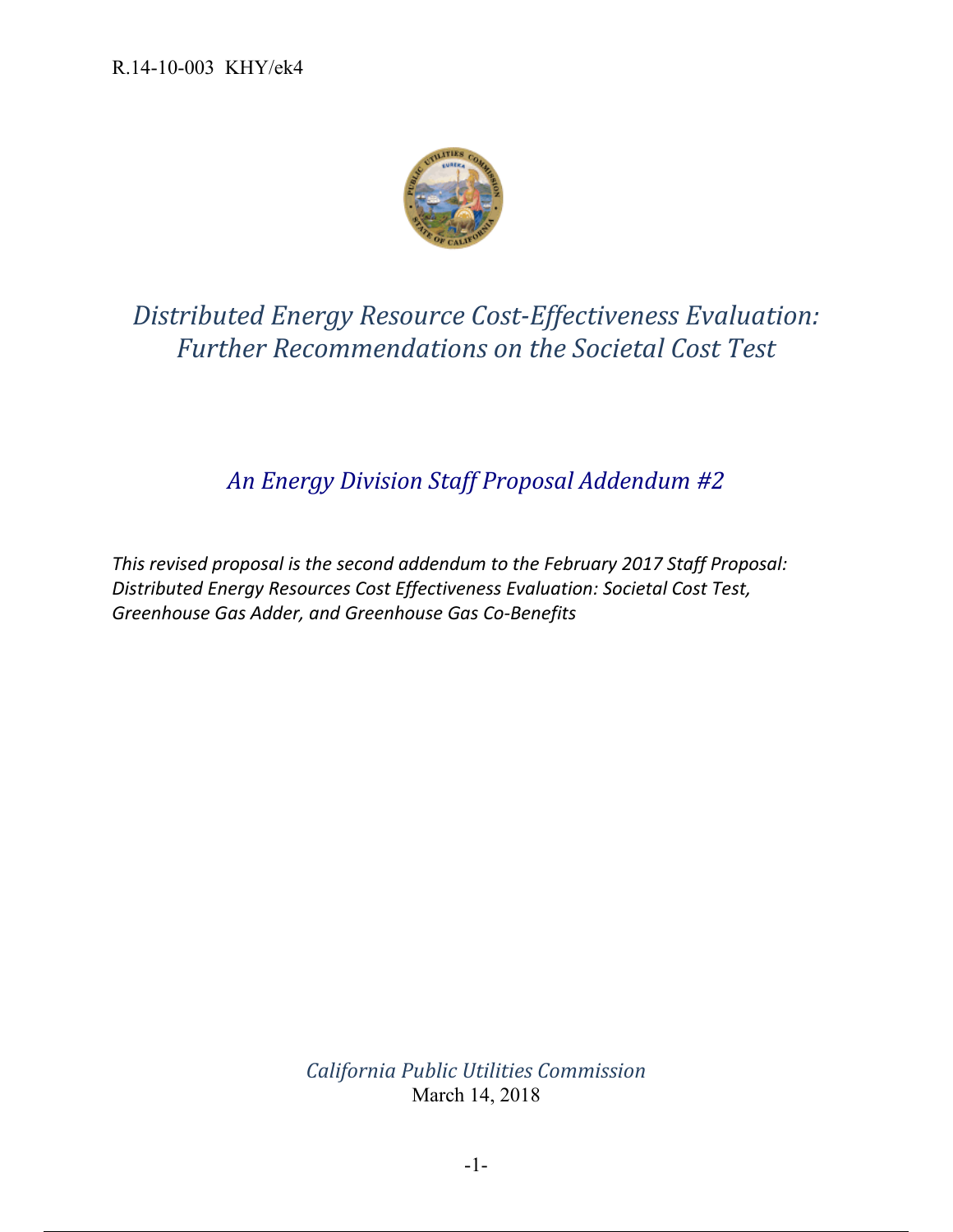R.14-10-003 KHY/ek4

# *Distributed Energy Resource Cost-Effectiveness Evaluation: Further Recommendations on the Societal Cost Test*

## *An Energy Division Staff Proposal Addendum #2*

*This revised proposal is the second addendum to the February 2017 Staff Proposal: Distributed Energy Resources Cost Effectiveness Evaluation: Societal Cost Test, Greenhouse Gas Adder, and Greenhouse Gas Co-Benefits*

*California Public Utilities Commission*

March 14, 2018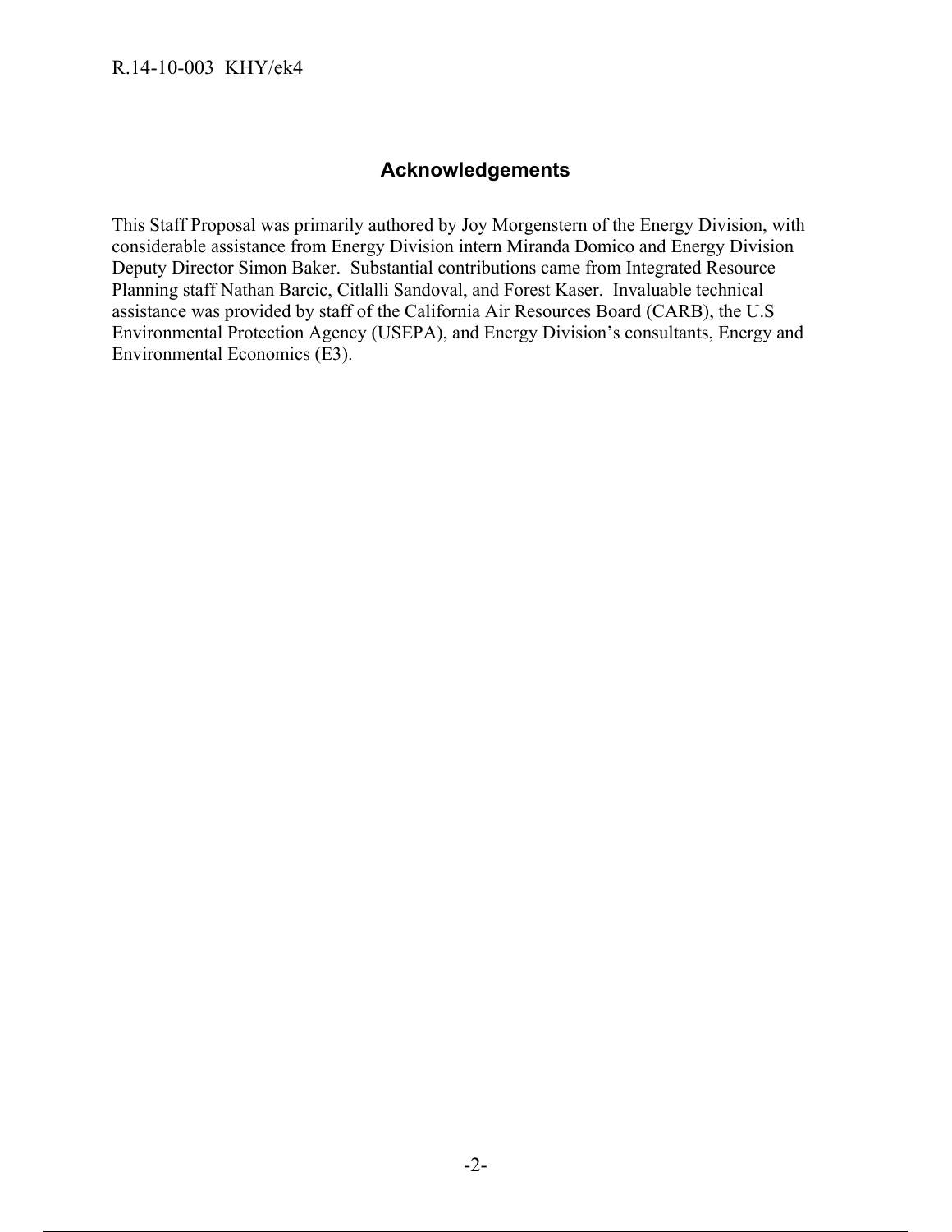## Acknowledgements

This Staff Proposal was primarily authored by Joy Morgenstern of the Energy Division, with considerable assistance from Energy Division intern Miranda Domico and Energy Division Deputy Director Simon Baker. Substantial contributions came from Integrated Resource Planning staff Nathan Barcic, Citlalli Sandoval, and Forest Kaser. Invaluable technical assistance was provided by staff of the California Air Resources Board (CARB), the U.S Environmental Protection Agency (USEPA), and Energy Division's consultants, Energy and Environmental Economics (E3).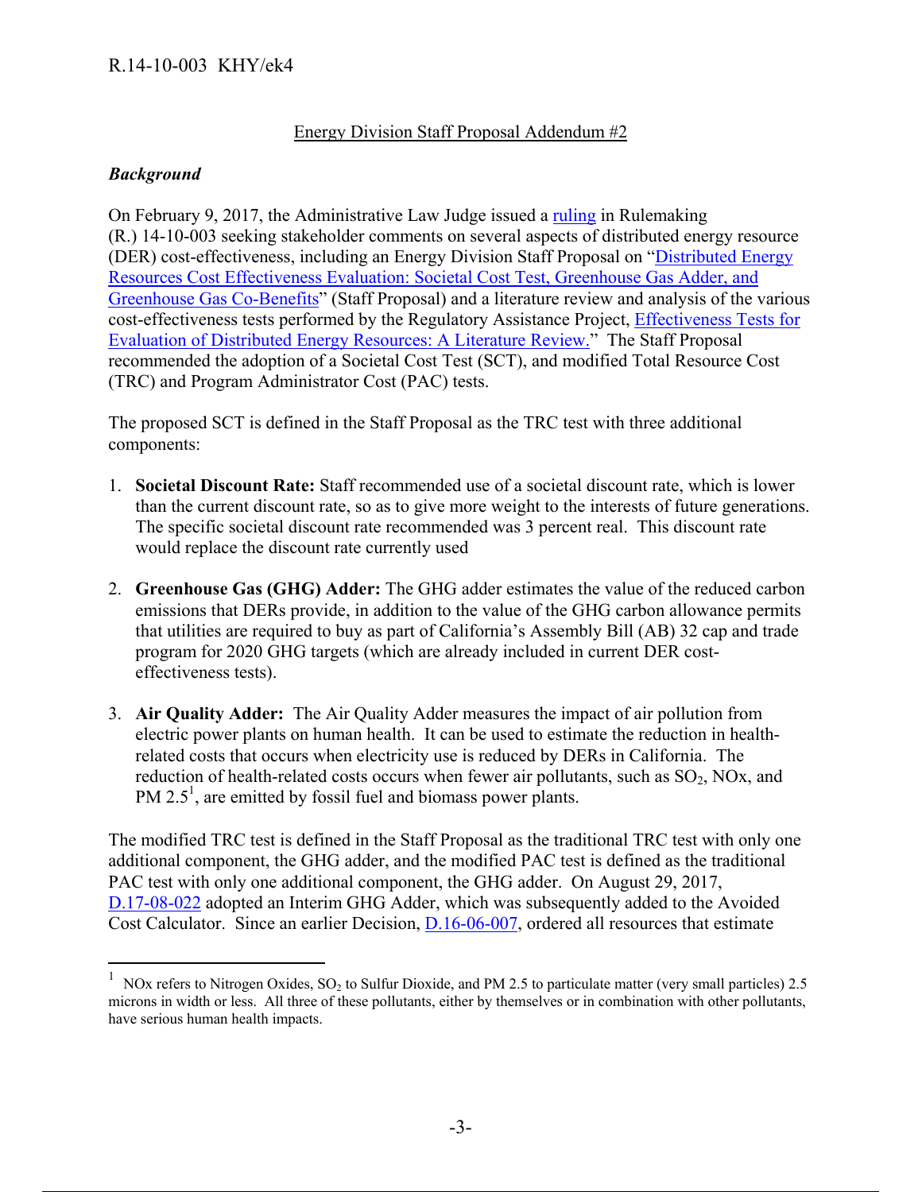Energy Division Staff Proposal Addendum #2

***Background***

On February 9, 2017, the Administrative Law Judge issued a ruling in Rulemaking (R.) 14-10-003 seeking stakeholder comments on several aspects of distributed energy resource (DER) cost-effectiveness, including an Energy Division Staff Proposal on "Distributed Energy Resources Cost Effectiveness Evaluation: Societal Cost Test, Greenhouse Gas Adder, and Greenhouse Gas Co-Benefits" (Staff Proposal) and a literature review and analysis of the various cost-effectiveness tests performed by the Regulatory Assistance Project, Effectiveness Tests for Evaluation of Distributed Energy Resources: A Literature Review." The Staff Proposal recommended the adoption of a Societal Cost Test (SCT), and modified Total Resource Cost (TRC) and Program Administrator Cost (PAC) tests.

The proposed SCT is defined in the Staff Proposal as the TRC test with three additional components:

1. **Societal Discount Rate:** Staff recommended use of a societal discount rate, which is lower than the current discount rate, so as to give more weight to the interests of future generations. The specific societal discount rate recommended was 3 percent real. This discount rate would replace the discount rate currently used

2. **Greenhouse Gas (GHG) Adder:** The GHG adder estimates the value of the reduced carbon emissions that DERs provide, in addition to the value of the GHG carbon allowance permits that utilities are required to buy as part of California's Assembly Bill (AB) 32 cap and trade program for 2020 GHG targets (which are already included in current DER cost-effectiveness tests).

3. **Air Quality Adder:** The Air Quality Adder measures the impact of air pollution from electric power plants on human health. It can be used to estimate the reduction in health-related costs that occurs when electricity use is reduced by DERs in California. The reduction of health-related costs occurs when fewer air pollutants, such as $SO_2$, NOx, and PM 2.5[1], are emitted by fossil fuel and biomass power plants.

The modified TRC test is defined in the Staff Proposal as the traditional TRC test with only one additional component, the GHG adder, and the modified PAC test is defined as the traditional PAC test with only one additional component, the GHG adder. On August 29, 2017, D.17-08-022 adopted an Interim GHG Adder, which was subsequently added to the Avoided Cost Calculator. Since an earlier Decision, D.16-06-007, ordered all resources that estimate

[1] NOx refers to Nitrogen Oxides, $SO_2$ to Sulfur Dioxide, and PM 2.5 to particulate matter (very small particles) 2.5 microns in width or less. All three of these pollutants, either by themselves or in combination with other pollutants, have serious human health impacts.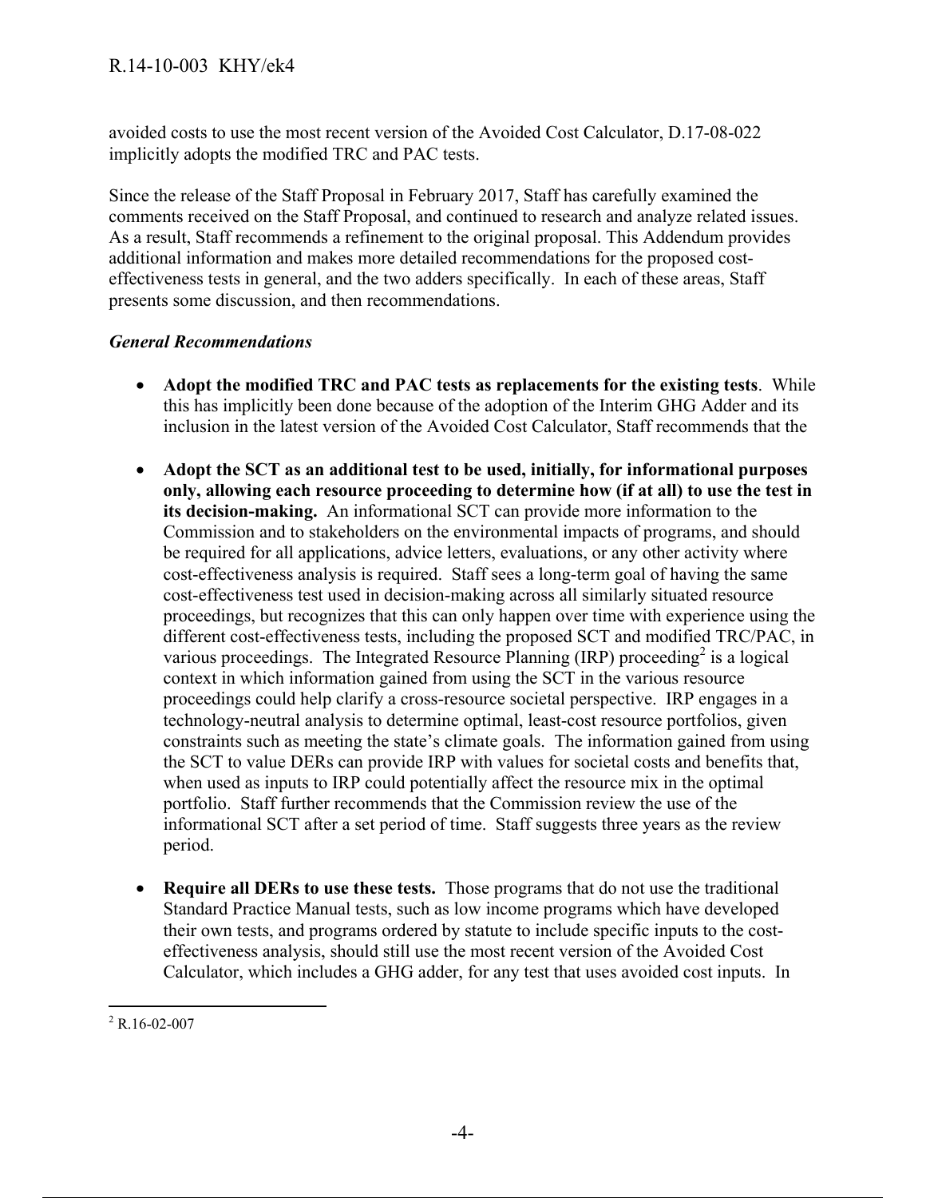avoided costs to use the most recent version of the Avoided Cost Calculator, D.17-08-022 implicitly adopts the modified TRC and PAC tests.

Since the release of the Staff Proposal in February 2017, Staff has carefully examined the comments received on the Staff Proposal, and continued to research and analyze related issues. As a result, Staff recommends a refinement to the original proposal. This Addendum provides additional information and makes more detailed recommendations for the proposed cost-effectiveness tests in general, and the two adders specifically. In each of these areas, Staff presents some discussion, and then recommendations.

***General Recommendations***

- **Adopt the modified TRC and PAC tests as replacements for the existing tests**. While this has implicitly been done because of the adoption of the Interim GHG Adder and its inclusion in the latest version of the Avoided Cost Calculator, Staff recommends that the
- **Adopt the SCT as an additional test to be used, initially, for informational purposes only, allowing each resource proceeding to determine how (if at all) to use the test in its decision-making.** An informational SCT can provide more information to the Commission and to stakeholders on the environmental impacts of programs, and should be required for all applications, advice letters, evaluations, or any other activity where cost-effectiveness analysis is required. Staff sees a long-term goal of having the same cost-effectiveness test used in decision-making across all similarly situated resource proceedings, but recognizes that this can only happen over time with experience using the different cost-effectiveness tests, including the proposed SCT and modified TRC/PAC, in various proceedings. The Integrated Resource Planning (IRP) proceeding[2] is a logical context in which information gained from using the SCT in the various resource proceedings could help clarify a cross-resource societal perspective. IRP engages in a technology-neutral analysis to determine optimal, least-cost resource portfolios, given constraints such as meeting the state's climate goals. The information gained from using the SCT to value DERs can provide IRP with values for societal costs and benefits that, when used as inputs to IRP could potentially affect the resource mix in the optimal portfolio. Staff further recommends that the Commission review the use of the informational SCT after a set period of time. Staff suggests three years as the review period.
- **Require all DERs to use these tests.** Those programs that do not use the traditional Standard Practice Manual tests, such as low income programs which have developed their own tests, and programs ordered by statute to include specific inputs to the cost-effectiveness analysis, should still use the most recent version of the Avoided Cost Calculator, which includes a GHG adder, for any test that uses avoided cost inputs. In

[2] R.16-02-007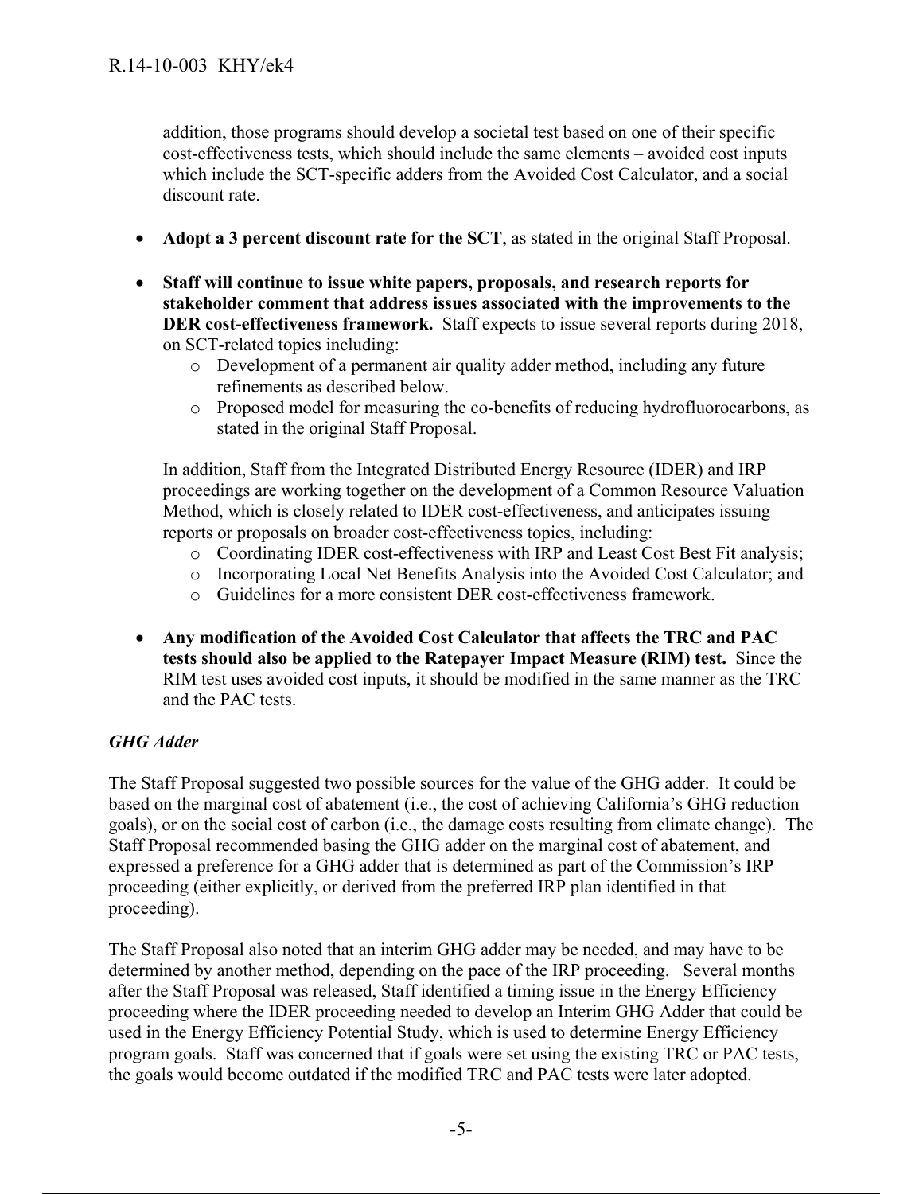addition, those programs should develop a societal test based on one of their specific cost-effectiveness tests, which should include the same elements – avoided cost inputs which include the SCT-specific adders from the Avoided Cost Calculator, and a social discount rate.

- **Adopt a 3 percent discount rate for the SCT**, as stated in the original Staff Proposal.
- **Staff will continue to issue white papers, proposals, and research reports for stakeholder comment that address issues associated with the improvements to the DER cost-effectiveness framework.** Staff expects to issue several reports during 2018, on SCT-related topics including:
  - Development of a permanent air quality adder method, including any future refinements as described below.
  - Proposed model for measuring the co-benefits of reducing hydrofluorocarbons, as stated in the original Staff Proposal.

  In addition, Staff from the Integrated Distributed Energy Resource (IDER) and IRP proceedings are working together on the development of a Common Resource Valuation Method, which is closely related to IDER cost-effectiveness, and anticipates issuing reports or proposals on broader cost-effectiveness topics, including:
  - Coordinating IDER cost-effectiveness with IRP and Least Cost Best Fit analysis;
  - Incorporating Local Net Benefits Analysis into the Avoided Cost Calculator; and
  - Guidelines for a more consistent DER cost-effectiveness framework.
- **Any modification of the Avoided Cost Calculator that affects the TRC and PAC tests should also be applied to the Ratepayer Impact Measure (RIM) test.** Since the RIM test uses avoided cost inputs, it should be modified in the same manner as the TRC and the PAC tests.

***GHG Adder***

The Staff Proposal suggested two possible sources for the value of the GHG adder. It could be based on the marginal cost of abatement (i.e., the cost of achieving California's GHG reduction goals), or on the social cost of carbon (i.e., the damage costs resulting from climate change). The Staff Proposal recommended basing the GHG adder on the marginal cost of abatement, and expressed a preference for a GHG adder that is determined as part of the Commission's IRP proceeding (either explicitly, or derived from the preferred IRP plan identified in that proceeding).

The Staff Proposal also noted that an interim GHG adder may be needed, and may have to be determined by another method, depending on the pace of the IRP proceeding. Several months after the Staff Proposal was released, Staff identified a timing issue in the Energy Efficiency proceeding where the IDER proceeding needed to develop an Interim GHG Adder that could be used in the Energy Efficiency Potential Study, which is used to determine Energy Efficiency program goals. Staff was concerned that if goals were set using the existing TRC or PAC tests, the goals would become outdated if the modified TRC and PAC tests were later adopted.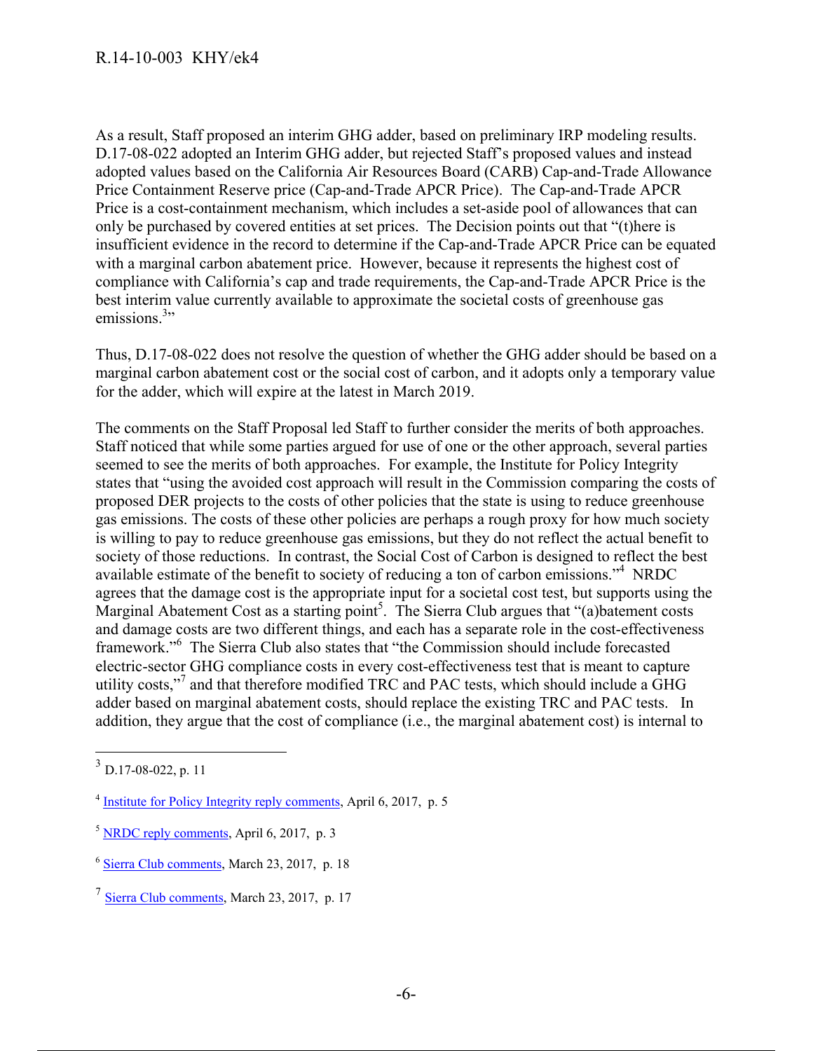As a result, Staff proposed an interim GHG adder, based on preliminary IRP modeling results. D.17-08-022 adopted an Interim GHG adder, but rejected Staff's proposed values and instead adopted values based on the California Air Resources Board (CARB) Cap-and-Trade Allowance Price Containment Reserve price (Cap-and-Trade APCR Price). The Cap-and-Trade APCR Price is a cost-containment mechanism, which includes a set-aside pool of allowances that can only be purchased by covered entities at set prices. The Decision points out that "(t)here is insufficient evidence in the record to determine if the Cap-and-Trade APCR Price can be equated with a marginal carbon abatement price. However, because it represents the highest cost of compliance with California's cap and trade requirements, the Cap-and-Trade APCR Price is the best interim value currently available to approximate the societal costs of greenhouse gas emissions.[3]"

Thus, D.17-08-022 does not resolve the question of whether the GHG adder should be based on a marginal carbon abatement cost or the social cost of carbon, and it adopts only a temporary value for the adder, which will expire at the latest in March 2019.

The comments on the Staff Proposal led Staff to further consider the merits of both approaches. Staff noticed that while some parties argued for use of one or the other approach, several parties seemed to see the merits of both approaches. For example, the Institute for Policy Integrity states that "using the avoided cost approach will result in the Commission comparing the costs of proposed DER projects to the costs of other policies that the state is using to reduce greenhouse gas emissions. The costs of these other policies are perhaps a rough proxy for how much society is willing to pay to reduce greenhouse gas emissions, but they do not reflect the actual benefit to society of those reductions. In contrast, the Social Cost of Carbon is designed to reflect the best available estimate of the benefit to society of reducing a ton of carbon emissions."[4] NRDC agrees that the damage cost is the appropriate input for a societal cost test, but supports using the Marginal Abatement Cost as a starting point[5]. The Sierra Club argues that "(a)batement costs and damage costs are two different things, and each has a separate role in the cost-effectiveness framework."[6] The Sierra Club also states that "the Commission should include forecasted electric-sector GHG compliance costs in every cost-effectiveness test that is meant to capture utility costs,"[7] and that therefore modified TRC and PAC tests, which should include a GHG adder based on marginal abatement costs, should replace the existing TRC and PAC tests. In addition, they argue that the cost of compliance (i.e., the marginal abatement cost) is internal to

---

[3] D.17-08-022, p. 11

[4] Institute for Policy Integrity reply comments, April 6, 2017, p. 5

[5] NRDC reply comments, April 6, 2017, p. 3

[6] Sierra Club comments, March 23, 2017, p. 18

[7] Sierra Club comments, March 23, 2017, p. 17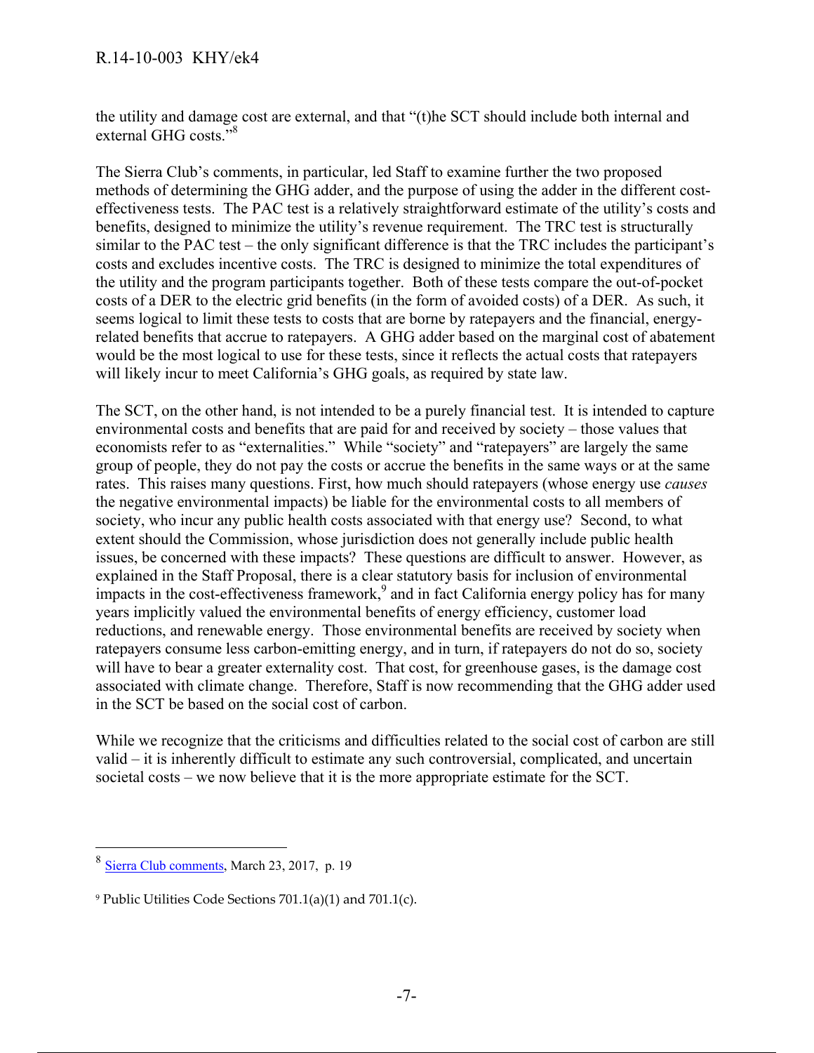the utility and damage cost are external, and that "(t)he SCT should include both internal and external GHG costs."[8]

The Sierra Club's comments, in particular, led Staff to examine further the two proposed methods of determining the GHG adder, and the purpose of using the adder in the different cost-effectiveness tests. The PAC test is a relatively straightforward estimate of the utility's costs and benefits, designed to minimize the utility's revenue requirement. The TRC test is structurally similar to the PAC test – the only significant difference is that the TRC includes the participant's costs and excludes incentive costs. The TRC is designed to minimize the total expenditures of the utility and the program participants together. Both of these tests compare the out-of-pocket costs of a DER to the electric grid benefits (in the form of avoided costs) of a DER. As such, it seems logical to limit these tests to costs that are borne by ratepayers and the financial, energy-related benefits that accrue to ratepayers. A GHG adder based on the marginal cost of abatement would be the most logical to use for these tests, since it reflects the actual costs that ratepayers will likely incur to meet California's GHG goals, as required by state law.

The SCT, on the other hand, is not intended to be a purely financial test. It is intended to capture environmental costs and benefits that are paid for and received by society – those values that economists refer to as "externalities." While "society" and "ratepayers" are largely the same group of people, they do not pay the costs or accrue the benefits in the same ways or at the same rates. This raises many questions. First, how much should ratepayers (whose energy use *causes* the negative environmental impacts) be liable for the environmental costs to all members of society, who incur any public health costs associated with that energy use? Second, to what extent should the Commission, whose jurisdiction does not generally include public health issues, be concerned with these impacts? These questions are difficult to answer. However, as explained in the Staff Proposal, there is a clear statutory basis for inclusion of environmental impacts in the cost-effectiveness framework,[9] and in fact California energy policy has for many years implicitly valued the environmental benefits of energy efficiency, customer load reductions, and renewable energy. Those environmental benefits are received by society when ratepayers consume less carbon-emitting energy, and in turn, if ratepayers do not do so, society will have to bear a greater externality cost. That cost, for greenhouse gases, is the damage cost associated with climate change. Therefore, Staff is now recommending that the GHG adder used in the SCT be based on the social cost of carbon.

While we recognize that the criticisms and difficulties related to the social cost of carbon are still valid – it is inherently difficult to estimate any such controversial, complicated, and uncertain societal costs – we now believe that it is the more appropriate estimate for the SCT.

---

[8] Sierra Club comments, March 23, 2017, p. 19

[9] Public Utilities Code Sections 701.1(a)(1) and 701.1(c).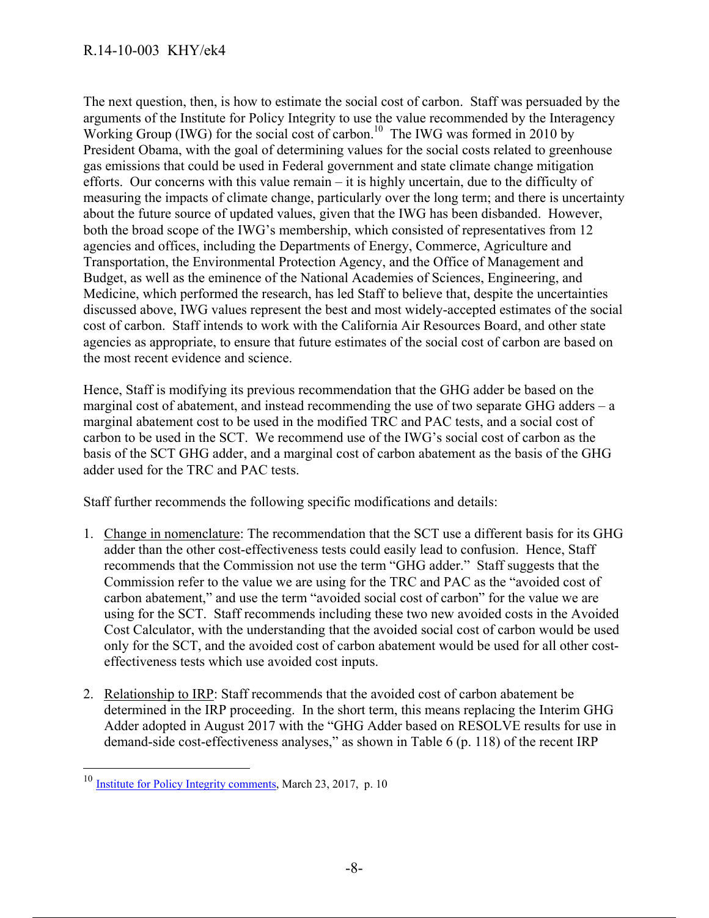The next question, then, is how to estimate the social cost of carbon. Staff was persuaded by the arguments of the Institute for Policy Integrity to use the value recommended by the Interagency Working Group (IWG) for the social cost of carbon.[10] The IWG was formed in 2010 by President Obama, with the goal of determining values for the social costs related to greenhouse gas emissions that could be used in Federal government and state climate change mitigation efforts. Our concerns with this value remain – it is highly uncertain, due to the difficulty of measuring the impacts of climate change, particularly over the long term; and there is uncertainty about the future source of updated values, given that the IWG has been disbanded. However, both the broad scope of the IWG's membership, which consisted of representatives from 12 agencies and offices, including the Departments of Energy, Commerce, Agriculture and Transportation, the Environmental Protection Agency, and the Office of Management and Budget, as well as the eminence of the National Academies of Sciences, Engineering, and Medicine, which performed the research, has led Staff to believe that, despite the uncertainties discussed above, IWG values represent the best and most widely-accepted estimates of the social cost of carbon. Staff intends to work with the California Air Resources Board, and other state agencies as appropriate, to ensure that future estimates of the social cost of carbon are based on the most recent evidence and science.

Hence, Staff is modifying its previous recommendation that the GHG adder be based on the marginal cost of abatement, and instead recommending the use of two separate GHG adders – a marginal abatement cost to be used in the modified TRC and PAC tests, and a social cost of carbon to be used in the SCT. We recommend use of the IWG's social cost of carbon as the basis of the SCT GHG adder, and a marginal cost of carbon abatement as the basis of the GHG adder used for the TRC and PAC tests.

Staff further recommends the following specific modifications and details:

1. Change in nomenclature: The recommendation that the SCT use a different basis for its GHG adder than the other cost-effectiveness tests could easily lead to confusion. Hence, Staff recommends that the Commission not use the term "GHG adder." Staff suggests that the Commission refer to the value we are using for the TRC and PAC as the "avoided cost of carbon abatement," and use the term "avoided social cost of carbon" for the value we are using for the SCT. Staff recommends including these two new avoided costs in the Avoided Cost Calculator, with the understanding that the avoided social cost of carbon would be used only for the SCT, and the avoided cost of carbon abatement would be used for all other cost-effectiveness tests which use avoided cost inputs.

2. Relationship to IRP: Staff recommends that the avoided cost of carbon abatement be determined in the IRP proceeding. In the short term, this means replacing the Interim GHG Adder adopted in August 2017 with the "GHG Adder based on RESOLVE results for use in demand-side cost-effectiveness analyses," as shown in Table 6 (p. 118) of the recent IRP

---

[10] Institute for Policy Integrity comments, March 23, 2017, p. 10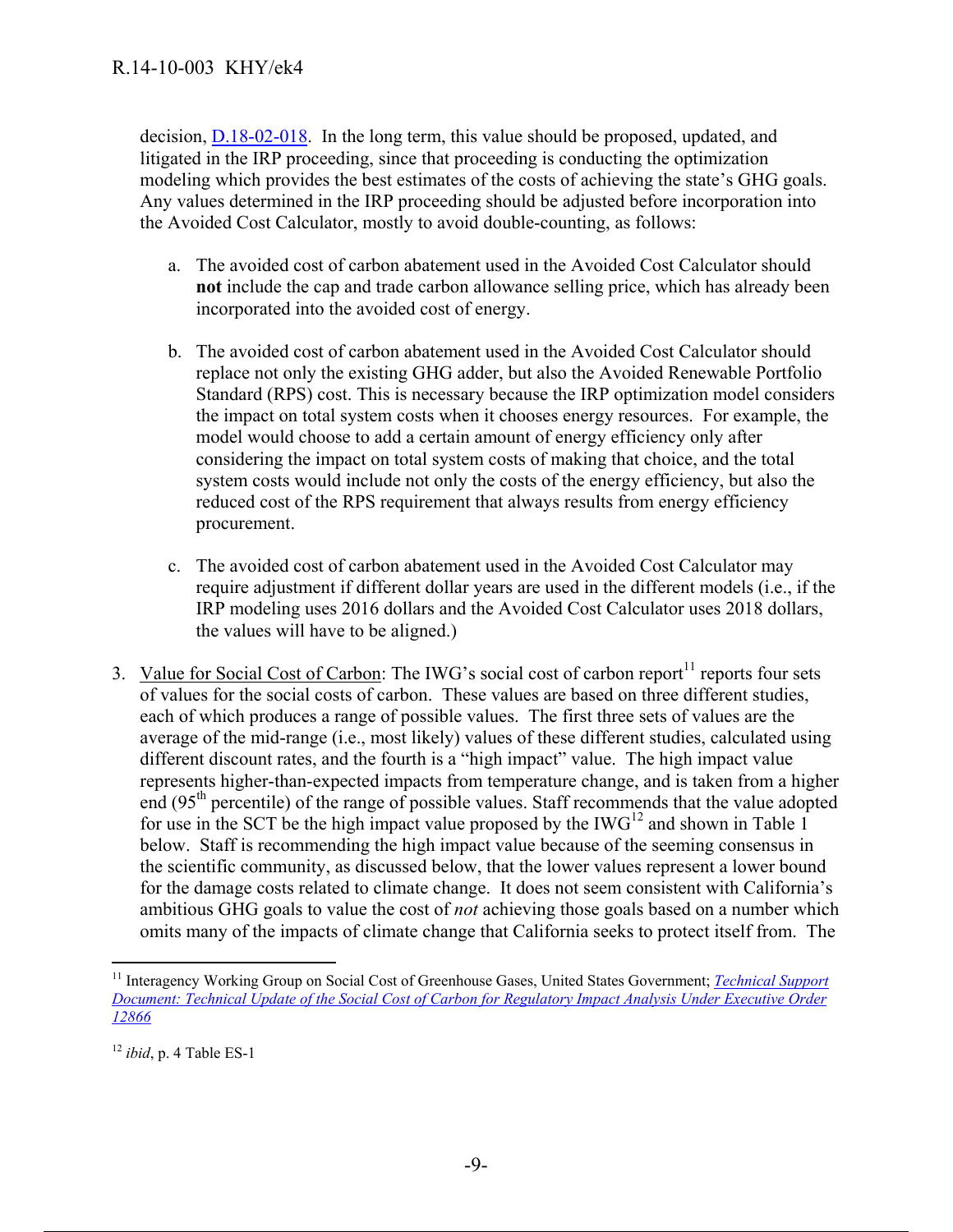decision, D.18-02-018. In the long term, this value should be proposed, updated, and litigated in the IRP proceeding, since that proceeding is conducting the optimization modeling which provides the best estimates of the costs of achieving the state's GHG goals. Any values determined in the IRP proceeding should be adjusted before incorporation into the Avoided Cost Calculator, mostly to avoid double-counting, as follows:

   a. The avoided cost of carbon abatement used in the Avoided Cost Calculator should **not** include the cap and trade carbon allowance selling price, which has already been incorporated into the avoided cost of energy.

   b. The avoided cost of carbon abatement used in the Avoided Cost Calculator should replace not only the existing GHG adder, but also the Avoided Renewable Portfolio Standard (RPS) cost. This is necessary because the IRP optimization model considers the impact on total system costs when it chooses energy resources. For example, the model would choose to add a certain amount of energy efficiency only after considering the impact on total system costs of making that choice, and the total system costs would include not only the costs of the energy efficiency, but also the reduced cost of the RPS requirement that always results from energy efficiency procurement.

   c. The avoided cost of carbon abatement used in the Avoided Cost Calculator may require adjustment if different dollar years are used in the different models (i.e., if the IRP modeling uses 2016 dollars and the Avoided Cost Calculator uses 2018 dollars, the values will have to be aligned.)

3. Value for Social Cost of Carbon: The IWG's social cost of carbon report[11] reports four sets of values for the social costs of carbon. These values are based on three different studies, each of which produces a range of possible values. The first three sets of values are the average of the mid-range (i.e., most likely) values of these different studies, calculated using different discount rates, and the fourth is a "high impact" value. The high impact value represents higher-than-expected impacts from temperature change, and is taken from a higher end (95th percentile) of the range of possible values. Staff recommends that the value adopted for use in the SCT be the high impact value proposed by the IWG[12] and shown in Table 1 below. Staff is recommending the high impact value because of the seeming consensus in the scientific community, as discussed below, that the lower values represent a lower bound for the damage costs related to climate change. It does not seem consistent with California's ambitious GHG goals to value the cost of *not* achieving those goals based on a number which omits many of the impacts of climate change that California seeks to protect itself from. The

---

[11] Interagency Working Group on Social Cost of Greenhouse Gases, United States Government; *Technical Support Document: Technical Update of the Social Cost of Carbon for Regulatory Impact Analysis Under Executive Order 12866*

[12] *ibid*, p. 4 Table ES-1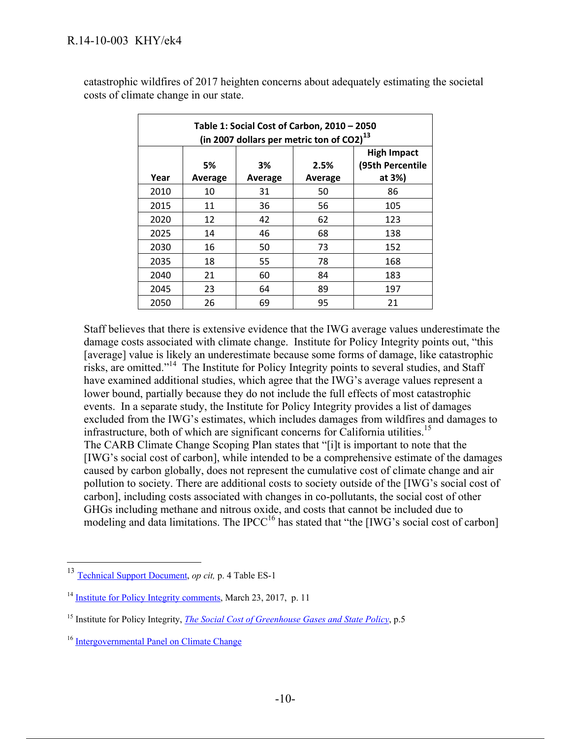catastrophic wildfires of 2017 heighten concerns about adequately estimating the societal costs of climate change in our state.

| Table 1: Social Cost of Carbon, 2010 – 2050 (in 2007 dollars per metric ton of $CO_2$)[13] | | | | |
|---|---|---|---|---|
| Year | 5% Average | 3% Average | 2.5% Average | High Impact (95th Percentile at 3%) |
| 2010 | 10 | 31 | 50 | 86 |
| 2015 | 11 | 36 | 56 | 105 |
| 2020 | 12 | 42 | 62 | 123 |
| 2025 | 14 | 46 | 68 | 138 |
| 2030 | 16 | 50 | 73 | 152 |
| 2035 | 18 | 55 | 78 | 168 |
| 2040 | 21 | 60 | 84 | 183 |
| 2045 | 23 | 64 | 89 | 197 |
| 2050 | 26 | 69 | 95 | 21 |

Staff believes that there is extensive evidence that the IWG average values underestimate the damage costs associated with climate change. Institute for Policy Integrity points out, "this [average] value is likely an underestimate because some forms of damage, like catastrophic risks, are omitted."[14] The Institute for Policy Integrity points to several studies, and Staff have examined additional studies, which agree that the IWG's average values represent a lower bound, partially because they do not include the full effects of most catastrophic events. In a separate study, the Institute for Policy Integrity provides a list of damages excluded from the IWG's estimates, which includes damages from wildfires and damages to infrastructure, both of which are significant concerns for California utilities.[15]
The CARB Climate Change Scoping Plan states that "[i]t is important to note that the [IWG's social cost of carbon], while intended to be a comprehensive estimate of the damages caused by carbon globally, does not represent the cumulative cost of climate change and air pollution to society. There are additional costs to society outside of the [IWG's social cost of carbon], including costs associated with changes in co-pollutants, the social cost of other GHGs including methane and nitrous oxide, and costs that cannot be included due to modeling and data limitations. The IPCC[16] has stated that "the [IWG's social cost of carbon]

---

[13] Technical Support Document, *op cit,* p. 4 Table ES-1

[14] Institute for Policy Integrity comments, March 23, 2017, p. 11

[15] Institute for Policy Integrity, *The Social Cost of Greenhouse Gases and State Policy*, p.5

[16] Intergovernmental Panel on Climate Change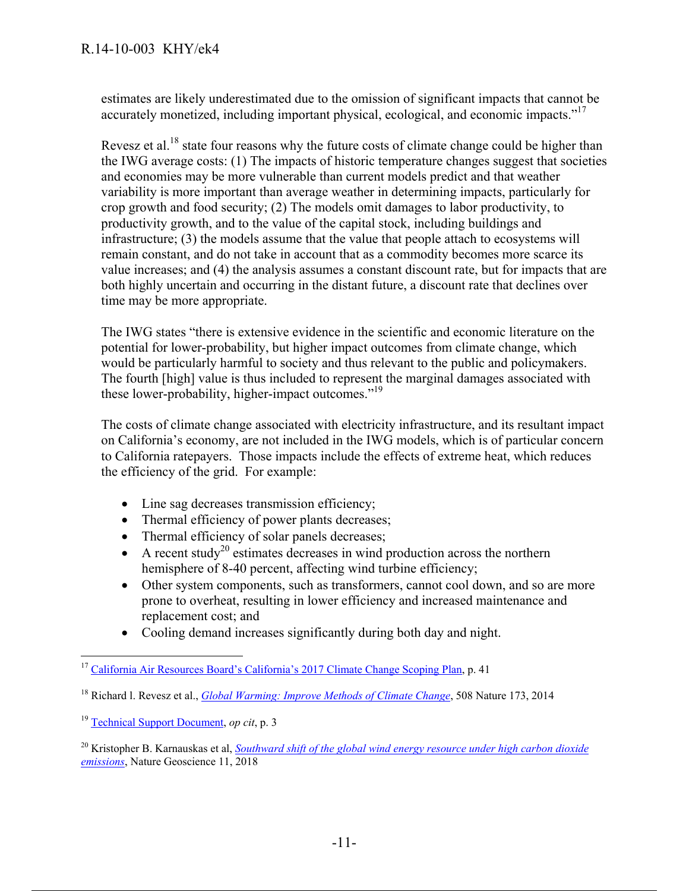estimates are likely underestimated due to the omission of significant impacts that cannot be accurately monetized, including important physical, ecological, and economic impacts."[17]

Revesz et al.[18] state four reasons why the future costs of climate change could be higher than the IWG average costs: (1) The impacts of historic temperature changes suggest that societies and economies may be more vulnerable than current models predict and that weather variability is more important than average weather in determining impacts, particularly for crop growth and food security; (2) The models omit damages to labor productivity, to productivity growth, and to the value of the capital stock, including buildings and infrastructure; (3) the models assume that the value that people attach to ecosystems will remain constant, and do not take in account that as a commodity becomes more scarce its value increases; and (4) the analysis assumes a constant discount rate, but for impacts that are both highly uncertain and occurring in the distant future, a discount rate that declines over time may be more appropriate.

The IWG states "there is extensive evidence in the scientific and economic literature on the potential for lower-probability, but higher impact outcomes from climate change, which would be particularly harmful to society and thus relevant to the public and policymakers. The fourth [high] value is thus included to represent the marginal damages associated with these lower-probability, higher-impact outcomes."[19]

The costs of climate change associated with electricity infrastructure, and its resultant impact on California's economy, are not included in the IWG models, which is of particular concern to California ratepayers. Those impacts include the effects of extreme heat, which reduces the efficiency of the grid. For example:

- Line sag decreases transmission efficiency;
- Thermal efficiency of power plants decreases;
- Thermal efficiency of solar panels decreases;
- A recent study[20] estimates decreases in wind production across the northern hemisphere of 8-40 percent, affecting wind turbine efficiency;
- Other system components, such as transformers, cannot cool down, and so are more prone to overheat, resulting in lower efficiency and increased maintenance and replacement cost; and
- Cooling demand increases significantly during both day and night.

---

[17] California Air Resources Board's California's 2017 Climate Change Scoping Plan, p. 41

[18] Richard l. Revesz et al., *Global Warming: Improve Methods of Climate Change*, 508 Nature 173, 2014

[19] Technical Support Document, *op cit*, p. 3

[20] Kristopher B. Karnauskas et al, *Southward shift of the global wind energy resource under high carbon dioxide emissions*, Nature Geoscience 11, 2018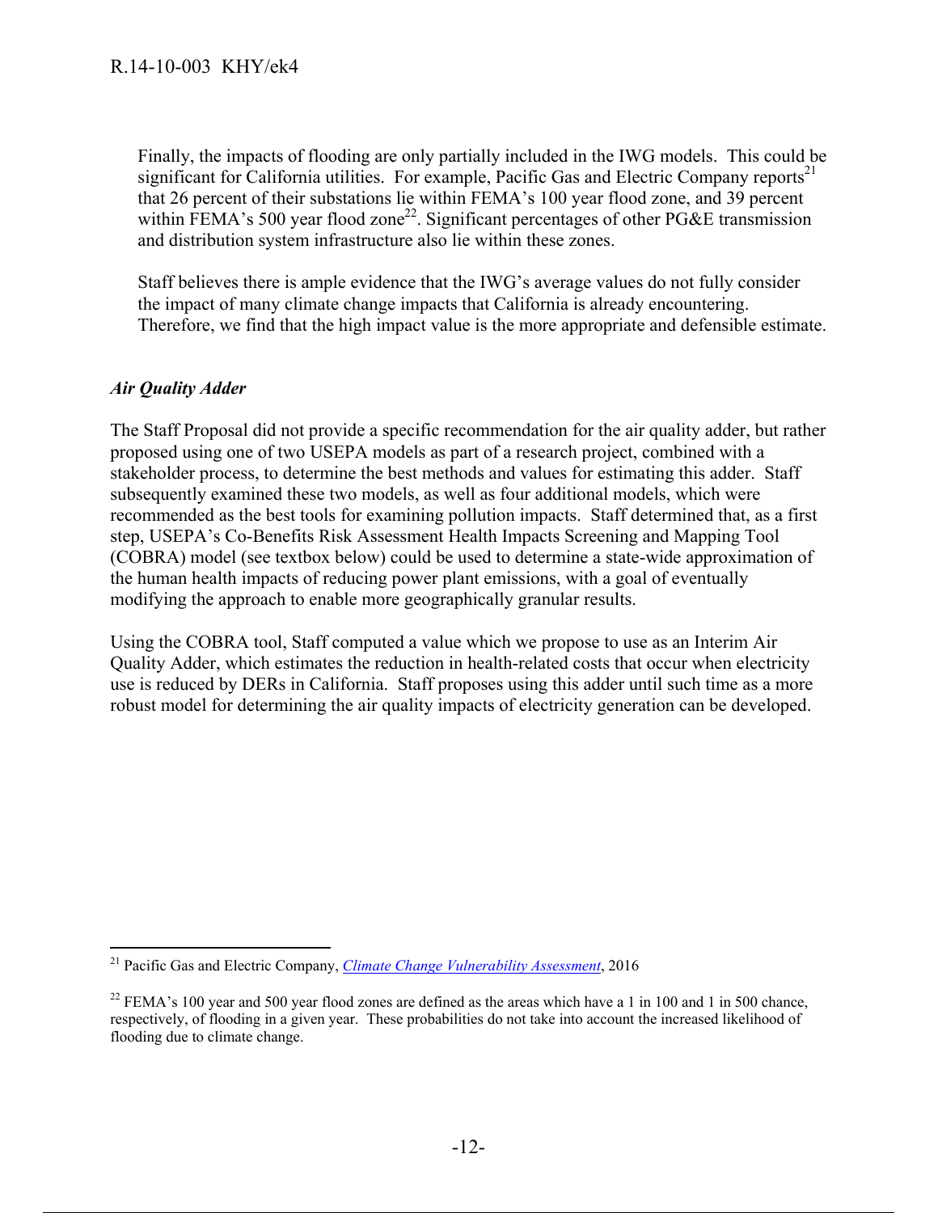Finally, the impacts of flooding are only partially included in the IWG models. This could be significant for California utilities. For example, Pacific Gas and Electric Company reports[21] that 26 percent of their substations lie within FEMA's 100 year flood zone, and 39 percent within FEMA's 500 year flood zone[22]. Significant percentages of other PG&E transmission and distribution system infrastructure also lie within these zones.

Staff believes there is ample evidence that the IWG's average values do not fully consider the impact of many climate change impacts that California is already encountering. Therefore, we find that the high impact value is the more appropriate and defensible estimate.

### *Air Quality Adder*

The Staff Proposal did not provide a specific recommendation for the air quality adder, but rather proposed using one of two USEPA models as part of a research project, combined with a stakeholder process, to determine the best methods and values for estimating this adder. Staff subsequently examined these two models, as well as four additional models, which were recommended as the best tools for examining pollution impacts. Staff determined that, as a first step, USEPA's Co-Benefits Risk Assessment Health Impacts Screening and Mapping Tool (COBRA) model (see textbox below) could be used to determine a state-wide approximation of the human health impacts of reducing power plant emissions, with a goal of eventually modifying the approach to enable more geographically granular results.

Using the COBRA tool, Staff computed a value which we propose to use as an Interim Air Quality Adder, which estimates the reduction in health-related costs that occur when electricity use is reduced by DERs in California. Staff proposes using this adder until such time as a more robust model for determining the air quality impacts of electricity generation can be developed.

---

[21] Pacific Gas and Electric Company, *Climate Change Vulnerability Assessment*, 2016

[22] FEMA's 100 year and 500 year flood zones are defined as the areas which have a 1 in 100 and 1 in 500 chance, respectively, of flooding in a given year. These probabilities do not take into account the increased likelihood of flooding due to climate change.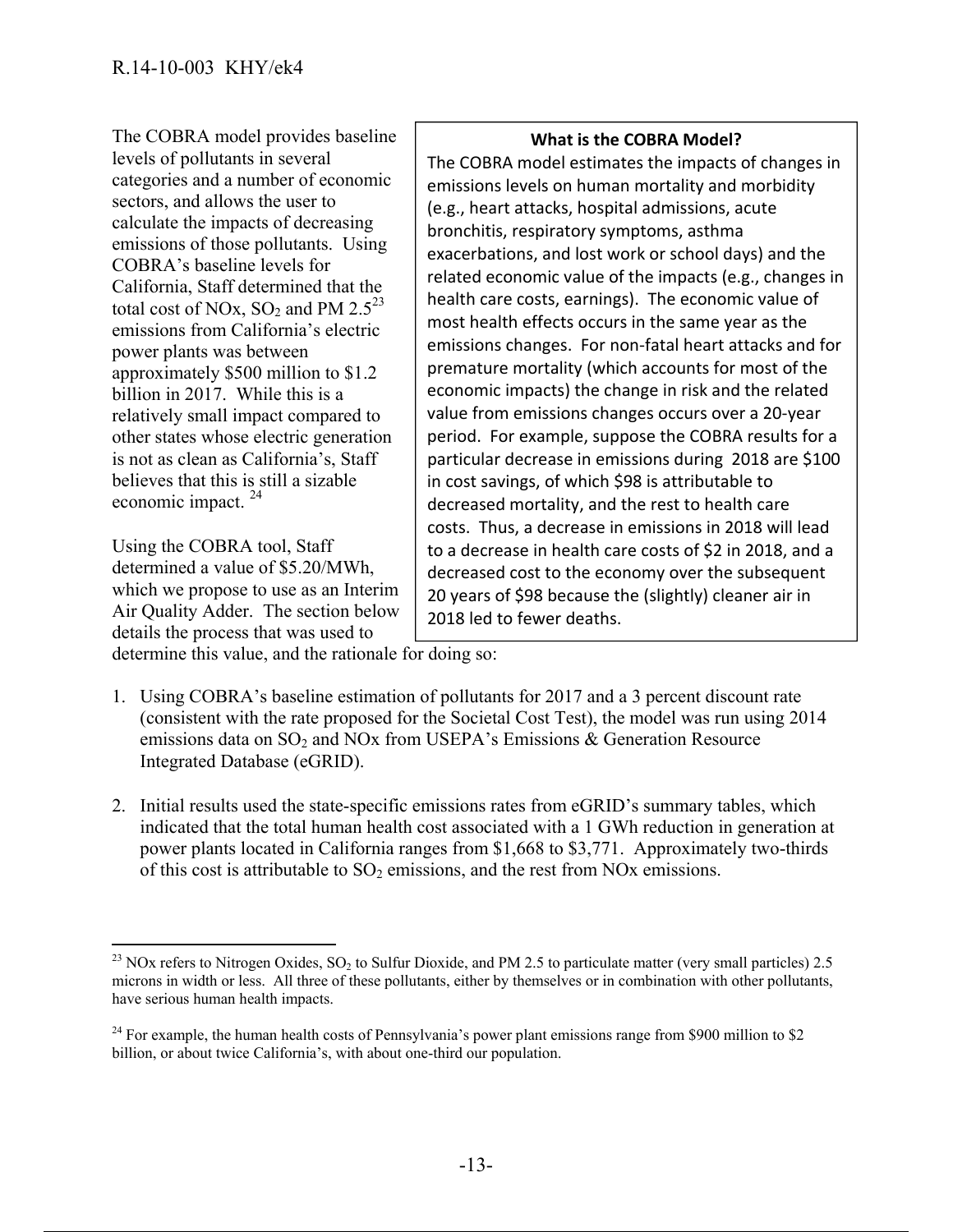The COBRA model provides baseline levels of pollutants in several categories and a number of economic sectors, and allows the user to calculate the impacts of decreasing emissions of those pollutants. Using COBRA's baseline levels for California, Staff determined that the total cost of NOx, $SO_2$ and PM 2.5[23] emissions from California's electric power plants was between approximately $500 million to $1.2 billion in 2017. While this is a relatively small impact compared to other states whose electric generation is not as clean as California's, Staff believes that this is still a sizable economic impact.[24]

Using the COBRA tool, Staff determined a value of $5.20/MWh, which we propose to use as an Interim Air Quality Adder. The section below details the process that was used to determine this value, and the rationale for doing so:

> **What is the COBRA Model?**
>
> The COBRA model estimates the impacts of changes in emissions levels on human mortality and morbidity (e.g., heart attacks, hospital admissions, acute bronchitis, respiratory symptoms, asthma exacerbations, and lost work or school days) and the related economic value of the impacts (e.g., changes in health care costs, earnings). The economic value of most health effects occurs in the same year as the emissions changes. For non-fatal heart attacks and for premature mortality (which accounts for most of the economic impacts) the change in risk and the related value from emissions changes occurs over a 20-year period. For example, suppose the COBRA results for a particular decrease in emissions during 2018 are $100 in cost savings, of which $98 is attributable to decreased mortality, and the rest to health care costs. Thus, a decrease in emissions in 2018 will lead to a decrease in health care costs of $2 in 2018, and a decreased cost to the economy over the subsequent 20 years of $98 because the (slightly) cleaner air in 2018 led to fewer deaths.

1. Using COBRA's baseline estimation of pollutants for 2017 and a 3 percent discount rate (consistent with the rate proposed for the Societal Cost Test), the model was run using 2014 emissions data on $SO_2$ and NOx from USEPA's Emissions & Generation Resource Integrated Database (eGRID).

2. Initial results used the state-specific emissions rates from eGRID's summary tables, which indicated that the total human health cost associated with a 1 GWh reduction in generation at power plants located in California ranges from $1,668 to $3,771. Approximately two-thirds of this cost is attributable to $SO_2$ emissions, and the rest from NOx emissions.

---

[23] NOx refers to Nitrogen Oxides, $SO_2$ to Sulfur Dioxide, and PM 2.5 to particulate matter (very small particles) 2.5 microns in width or less. All three of these pollutants, either by themselves or in combination with other pollutants, have serious human health impacts.

[24] For example, the human health costs of Pennsylvania's power plant emissions range from $900 million to $2 billion, or about twice California's, with about one-third our population.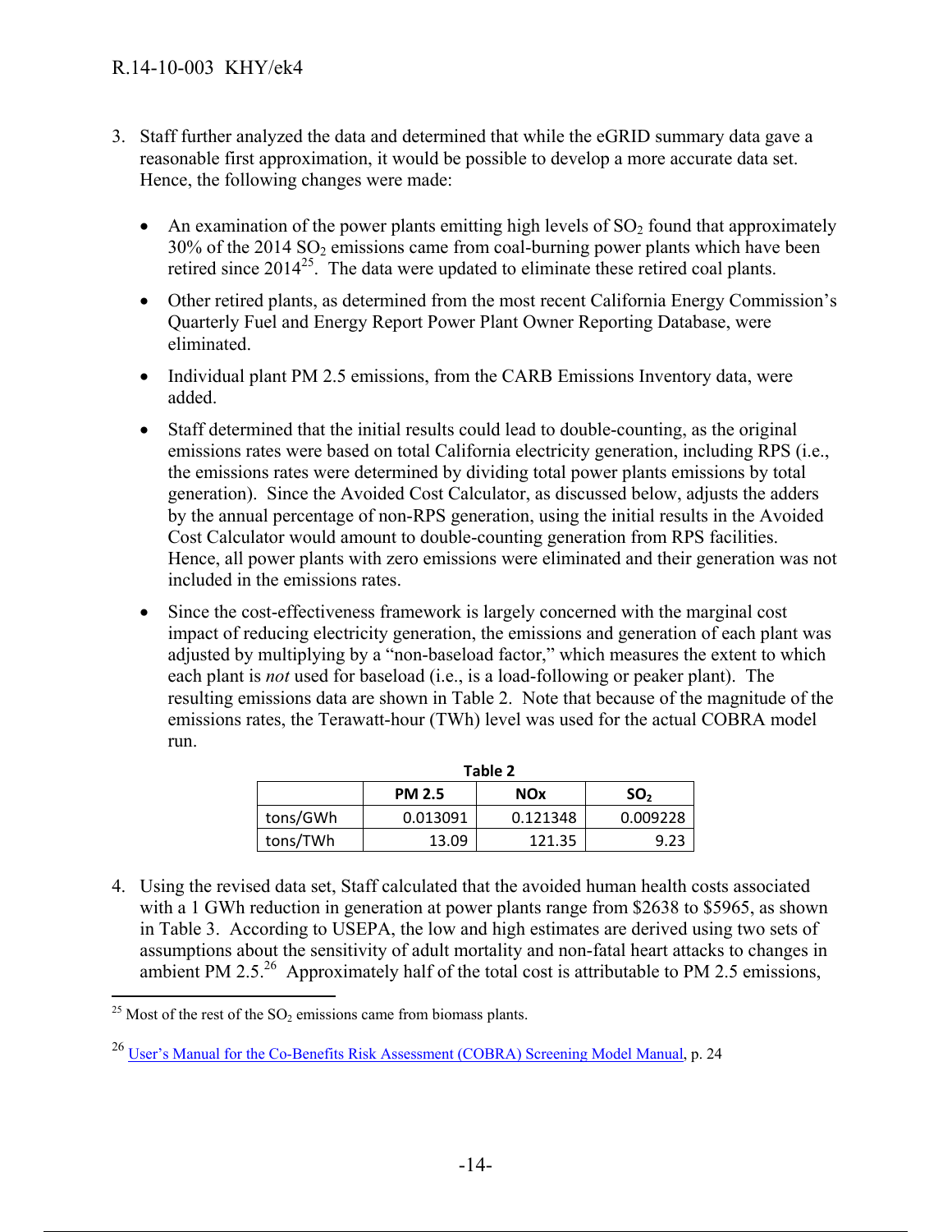3. Staff further analyzed the data and determined that while the eGRID summary data gave a reasonable first approximation, it would be possible to develop a more accurate data set. Hence, the following changes were made:

   - An examination of the power plants emitting high levels of $SO_2$ found that approximately 30% of the 2014 $SO_2$ emissions came from coal-burning power plants which have been retired since 2014[25]. The data were updated to eliminate these retired coal plants.
   - Other retired plants, as determined from the most recent California Energy Commission's Quarterly Fuel and Energy Report Power Plant Owner Reporting Database, were eliminated.
   - Individual plant PM 2.5 emissions, from the CARB Emissions Inventory data, were added.
   - Staff determined that the initial results could lead to double-counting, as the original emissions rates were based on total California electricity generation, including RPS (i.e., the emissions rates were determined by dividing total power plants emissions by total generation). Since the Avoided Cost Calculator, as discussed below, adjusts the adders by the annual percentage of non-RPS generation, using the initial results in the Avoided Cost Calculator would amount to double-counting generation from RPS facilities. Hence, all power plants with zero emissions were eliminated and their generation was not included in the emissions rates.
   - Since the cost-effectiveness framework is largely concerned with the marginal cost impact of reducing electricity generation, the emissions and generation of each plant was adjusted by multiplying by a "non-baseload factor," which measures the extent to which each plant is *not* used for baseload (i.e., is a load-following or peaker plant). The resulting emissions data are shown in Table 2. Note that because of the magnitude of the emissions rates, the Terawatt-hour (TWh) level was used for the actual COBRA model run.

**Table 2**

| | PM 2.5 | NOx | $SO_2$ |
|---|---|---|---|
| tons/GWh | 0.013091 | 0.121348 | 0.009228 |
| tons/TWh | 13.09 | 121.35 | 9.23 |

4. Using the revised data set, Staff calculated that the avoided human health costs associated with a 1 GWh reduction in generation at power plants range from $2638 to $5965, as shown in Table 3. According to USEPA, the low and high estimates are derived using two sets of assumptions about the sensitivity of adult mortality and non-fatal heart attacks to changes in ambient PM 2.5.[26] Approximately half of the total cost is attributable to PM 2.5 emissions,

---

[25] Most of the rest of the $SO_2$ emissions came from biomass plants.

[26] User's Manual for the Co-Benefits Risk Assessment (COBRA) Screening Model Manual, p. 24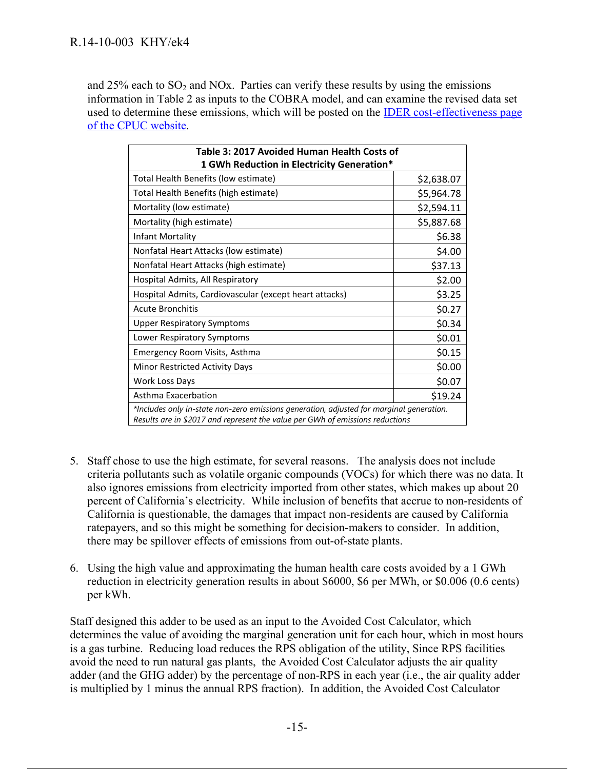and 25% each to $SO_2$ and NOx. Parties can verify these results by using the emissions information in Table 2 as inputs to the COBRA model, and can examine the revised data set used to determine these emissions, which will be posted on the IDER cost-effectiveness page of the CPUC website.

| **Table 3: 2017 Avoided Human Health Costs of 1 GWh Reduction in Electricity Generation*** | |
|---|---|
| Total Health Benefits (low estimate) | $2,638.07 |
| Total Health Benefits (high estimate) | $5,964.78 |
| Mortality (low estimate) | $2,594.11 |
| Mortality (high estimate) | $5,887.68 |
| Infant Mortality | $6.38 |
| Nonfatal Heart Attacks (low estimate) | $4.00 |
| Nonfatal Heart Attacks (high estimate) | $37.13 |
| Hospital Admits, All Respiratory | $2.00 |
| Hospital Admits, Cardiovascular (except heart attacks) | $3.25 |
| Acute Bronchitis | $0.27 |
| Upper Respiratory Symptoms | $0.34 |
| Lower Respiratory Symptoms | $0.01 |
| Emergency Room Visits, Asthma | $0.15 |
| Minor Restricted Activity Days | $0.00 |
| Work Loss Days | $0.07 |
| Asthma Exacerbation | $19.24 |
| *\*Includes only in-state non-zero emissions generation, adjusted for marginal generation. Results are in $2017 and represent the value per GWh of emissions reductions* | |

5. Staff chose to use the high estimate, for several reasons. The analysis does not include criteria pollutants such as volatile organic compounds (VOCs) for which there was no data. It also ignores emissions from electricity imported from other states, which makes up about 20 percent of California's electricity. While inclusion of benefits that accrue to non-residents of California is questionable, the damages that impact non-residents are caused by California ratepayers, and so this might be something for decision-makers to consider. In addition, there may be spillover effects of emissions from out-of-state plants.

6. Using the high value and approximating the human health care costs avoided by a 1 GWh reduction in electricity generation results in about $6000, $6 per MWh, or $0.006 (0.6 cents) per kWh.

Staff designed this adder to be used as an input to the Avoided Cost Calculator, which determines the value of avoiding the marginal generation unit for each hour, which in most hours is a gas turbine. Reducing load reduces the RPS obligation of the utility, Since RPS facilities avoid the need to run natural gas plants, the Avoided Cost Calculator adjusts the air quality adder (and the GHG adder) by the percentage of non-RPS in each year (i.e., the air quality adder is multiplied by 1 minus the annual RPS fraction). In addition, the Avoided Cost Calculator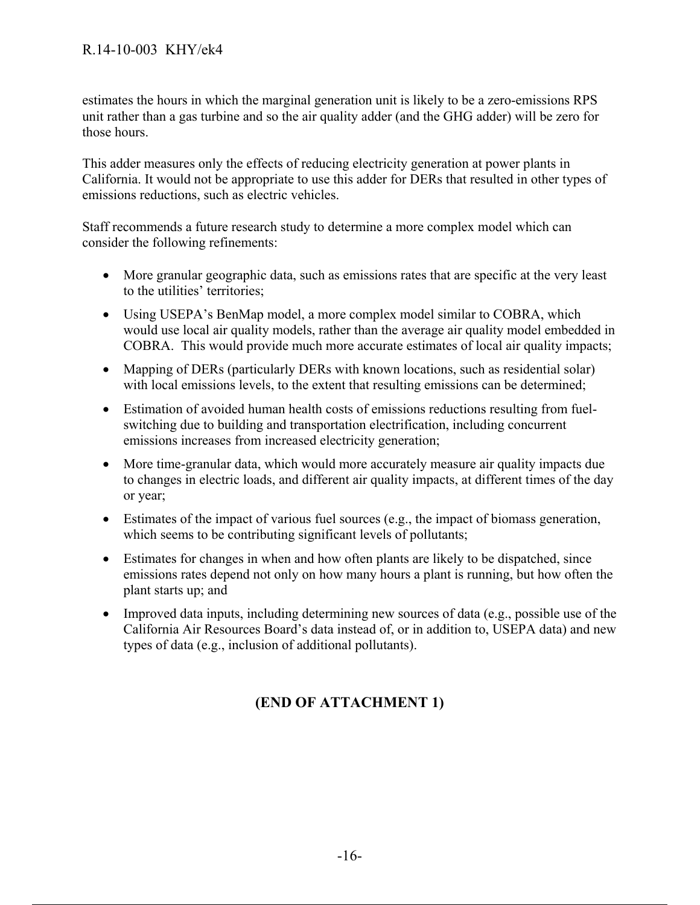estimates the hours in which the marginal generation unit is likely to be a zero-emissions RPS unit rather than a gas turbine and so the air quality adder (and the GHG adder) will be zero for those hours.

This adder measures only the effects of reducing electricity generation at power plants in California. It would not be appropriate to use this adder for DERs that resulted in other types of emissions reductions, such as electric vehicles.

Staff recommends a future research study to determine a more complex model which can consider the following refinements:

- More granular geographic data, such as emissions rates that are specific at the very least to the utilities' territories;
- Using USEPA's BenMap model, a more complex model similar to COBRA, which would use local air quality models, rather than the average air quality model embedded in COBRA. This would provide much more accurate estimates of local air quality impacts;
- Mapping of DERs (particularly DERs with known locations, such as residential solar) with local emissions levels, to the extent that resulting emissions can be determined;
- Estimation of avoided human health costs of emissions reductions resulting from fuel-switching due to building and transportation electrification, including concurrent emissions increases from increased electricity generation;
- More time-granular data, which would more accurately measure air quality impacts due to changes in electric loads, and different air quality impacts, at different times of the day or year;
- Estimates of the impact of various fuel sources (e.g., the impact of biomass generation, which seems to be contributing significant levels of pollutants;
- Estimates for changes in when and how often plants are likely to be dispatched, since emissions rates depend not only on how many hours a plant is running, but how often the plant starts up; and
- Improved data inputs, including determining new sources of data (e.g., possible use of the California Air Resources Board's data instead of, or in addition to, USEPA data) and new types of data (e.g., inclusion of additional pollutants).

**(END OF ATTACHMENT 1)**